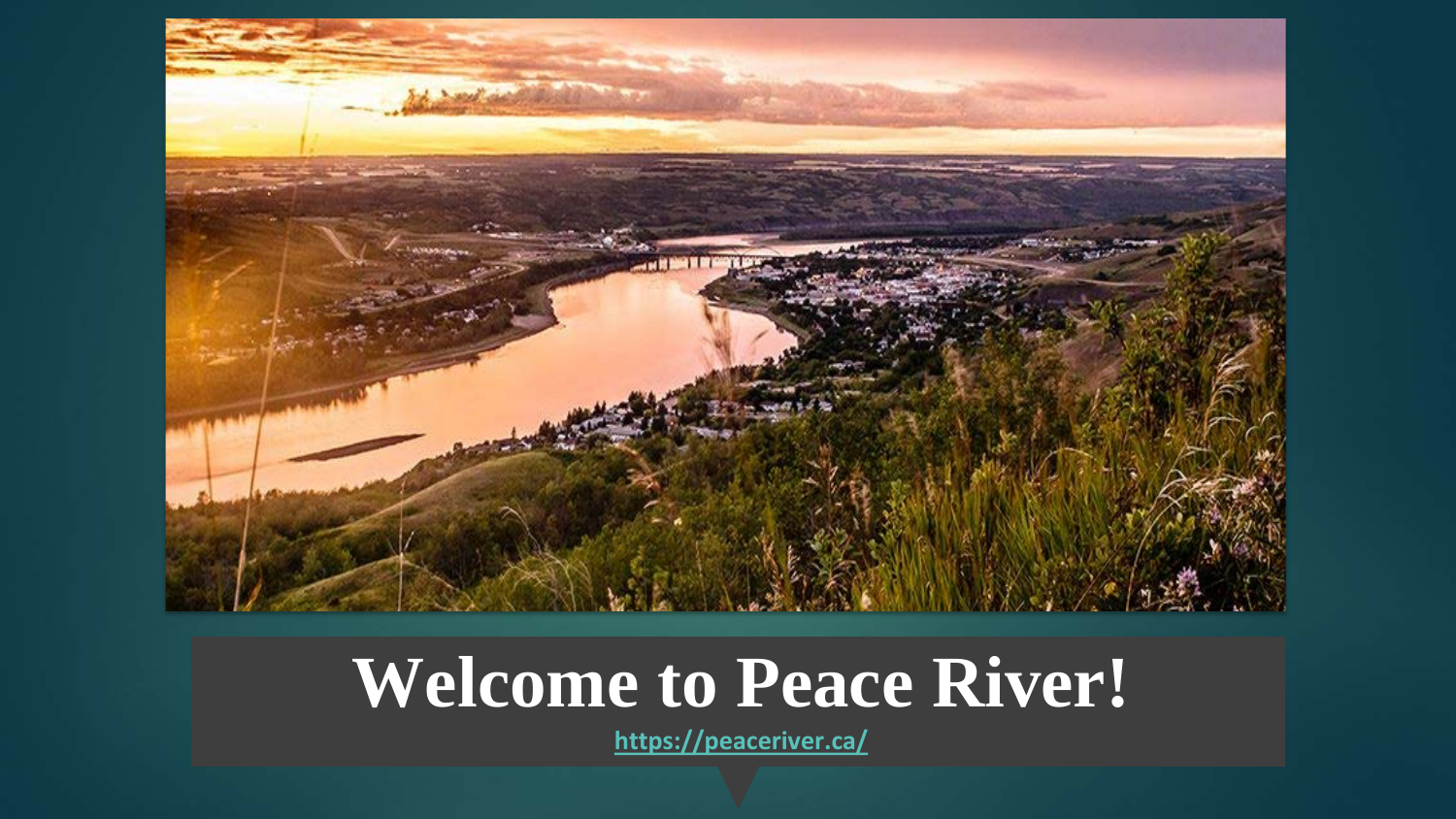# Welcome to Peace River!

https://peaceriver.ca/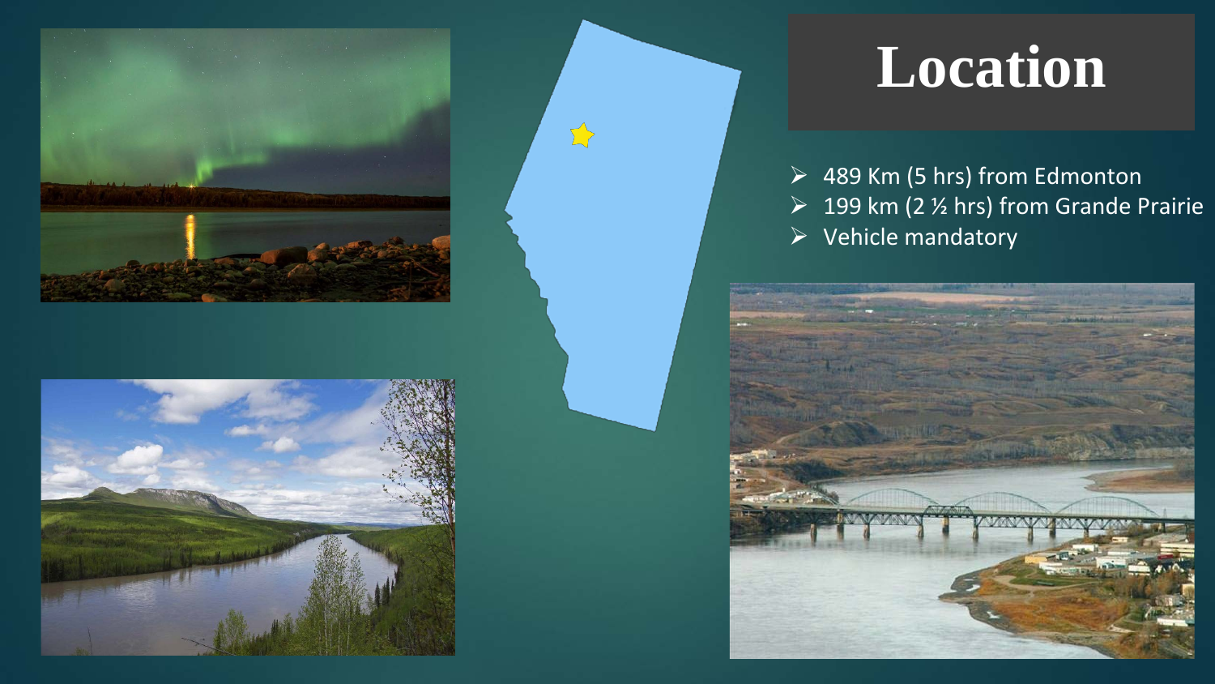# Location

- 489 Km (5 hrs) from Edmonton
- 199 km (2 ½ hrs) from Grande Prairie
- Vehicle mandatory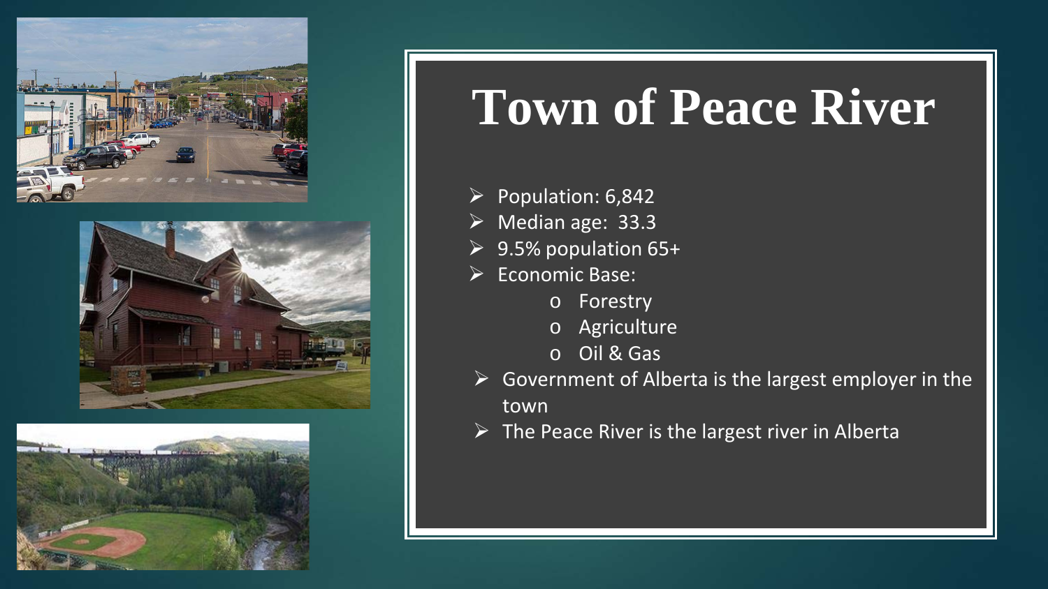# Town of Peace River

- Population: 6,842
- Median age: 33.3
- 9.5% population 65+
- Economic Base:
  - Forestry
  - Agriculture
  - Oil & Gas
- Government of Alberta is the largest employer in the town
- The Peace River is the largest river in Alberta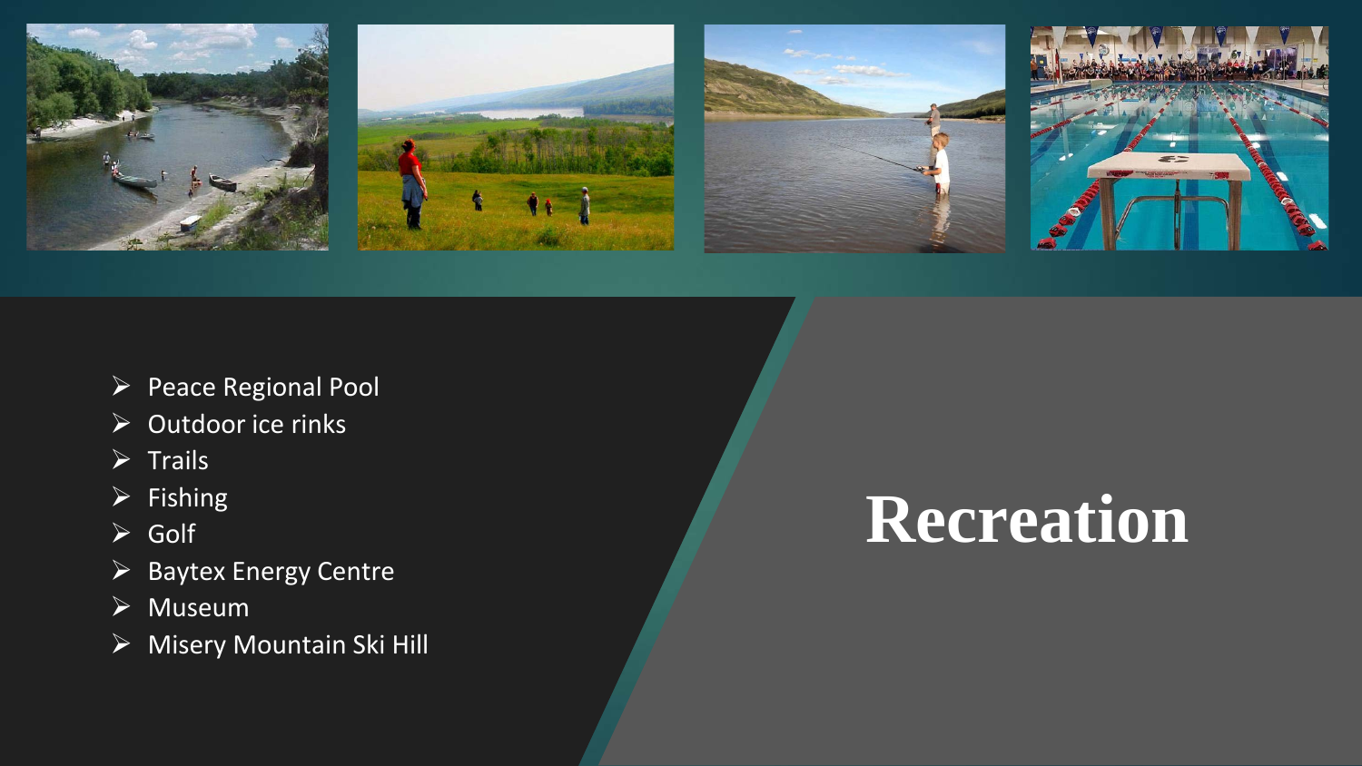# Recreation

- Peace Regional Pool
- Outdoor ice rinks
- Trails
- Fishing
- Golf
- Baytex Energy Centre
- Museum
- Misery Mountain Ski Hill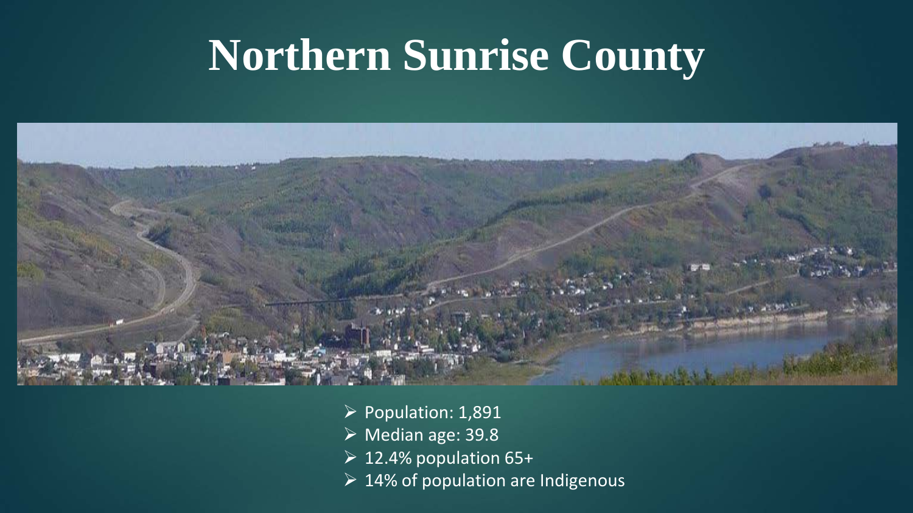# Northern Sunrise County

- Population: 1,891
- Median age: 39.8
- 12.4% population 65+
- 14% of population are Indigenous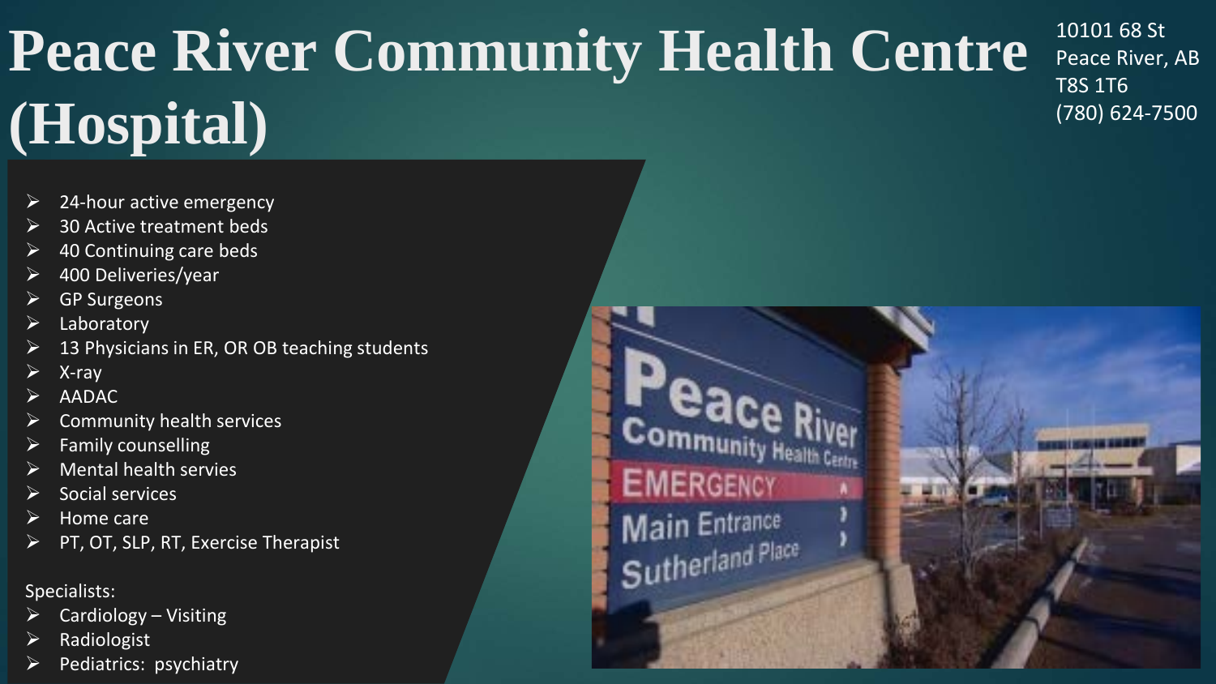# Peace River Community Health Centre (Hospital)

10101 68 St
Peace River, AB
T8S 1T6
(780) 624-7500

- 24-hour active emergency
- 30 Active treatment beds
- 40 Continuing care beds
- 400 Deliveries/year
- GP Surgeons
- Laboratory
- 13 Physicians in ER, OR OB teaching students
- X-ray
- AADAC
- Community health services
- Family counselling
- Mental health servies
- Social services
- Home care
- PT, OT, SLP, RT, Exercise Therapist

Specialists:

- Cardiology – Visiting
- Radiologist
- Pediatrics: psychiatry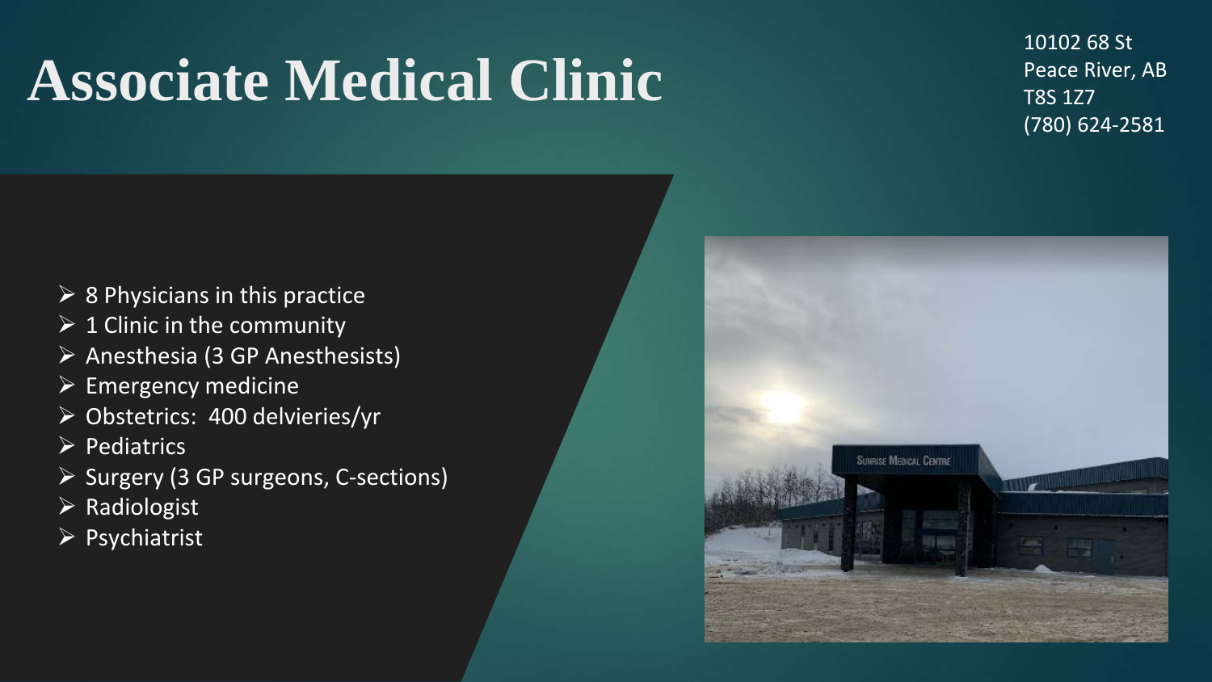# Associate Medical Clinic

10102 68 St
Peace River, AB
T8S 1Z7
(780) 624-2581

- 8 Physicians in this practice
- 1 Clinic in the community
- Anesthesia (3 GP Anesthesists)
- Emergency medicine
- Obstetrics: 400 delvieries/yr
- Pediatrics
- Surgery (3 GP surgeons, C-sections)
- Radiologist
- Psychiatrist